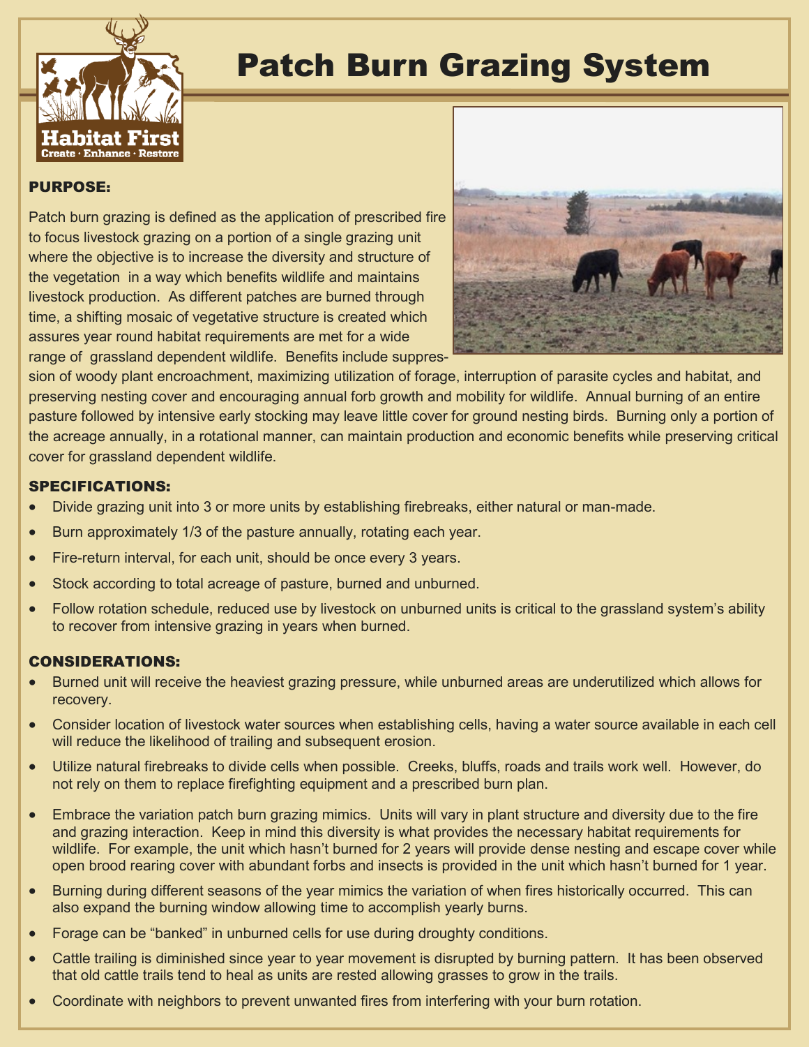# Patch Burn Grazing System

## PURPOSE:

Patch burn grazing is defined as the application of prescribed fire to focus livestock grazing on a portion of a single grazing unit where the objective is to increase the diversity and structure of the vegetation in a way which benefits wildlife and maintains livestock production. As different patches are burned through time, a shifting mosaic of vegetative structure is created which assures year round habitat requirements are met for a wide range of grassland dependent wildlife. Benefits include suppression of woody plant encroachment, maximizing utilization of forage, interruption of parasite cycles and habitat, and preserving nesting cover and encouraging annual forb growth and mobility for wildlife. Annual burning of an entire pasture followed by intensive early stocking may leave little cover for ground nesting birds. Burning only a portion of the acreage annually, in a rotational manner, can maintain production and economic benefits while preserving critical cover for grassland dependent wildlife.

## SPECIFICATIONS:

- Divide grazing unit into 3 or more units by establishing firebreaks, either natural or man-made.
- Burn approximately 1/3 of the pasture annually, rotating each year.
- Fire-return interval, for each unit, should be once every 3 years.
- Stock according to total acreage of pasture, burned and unburned.
- Follow rotation schedule, reduced use by livestock on unburned units is critical to the grassland system's ability to recover from intensive grazing in years when burned.

## CONSIDERATIONS:

- Burned unit will receive the heaviest grazing pressure, while unburned areas are underutilized which allows for recovery.
- Consider location of livestock water sources when establishing cells, having a water source available in each cell will reduce the likelihood of trailing and subsequent erosion.
- Utilize natural firebreaks to divide cells when possible. Creeks, bluffs, roads and trails work well. However, do not rely on them to replace firefighting equipment and a prescribed burn plan.
- Embrace the variation patch burn grazing mimics. Units will vary in plant structure and diversity due to the fire and grazing interaction. Keep in mind this diversity is what provides the necessary habitat requirements for wildlife. For example, the unit which hasn't burned for 2 years will provide dense nesting and escape cover while open brood rearing cover with abundant forbs and insects is provided in the unit which hasn't burned for 1 year.
- Burning during different seasons of the year mimics the variation of when fires historically occurred. This can also expand the burning window allowing time to accomplish yearly burns.
- Forage can be "banked" in unburned cells for use during droughty conditions.
- Cattle trailing is diminished since year to year movement is disrupted by burning pattern. It has been observed that old cattle trails tend to heal as units are rested allowing grasses to grow in the trails.
- Coordinate with neighbors to prevent unwanted fires from interfering with your burn rotation.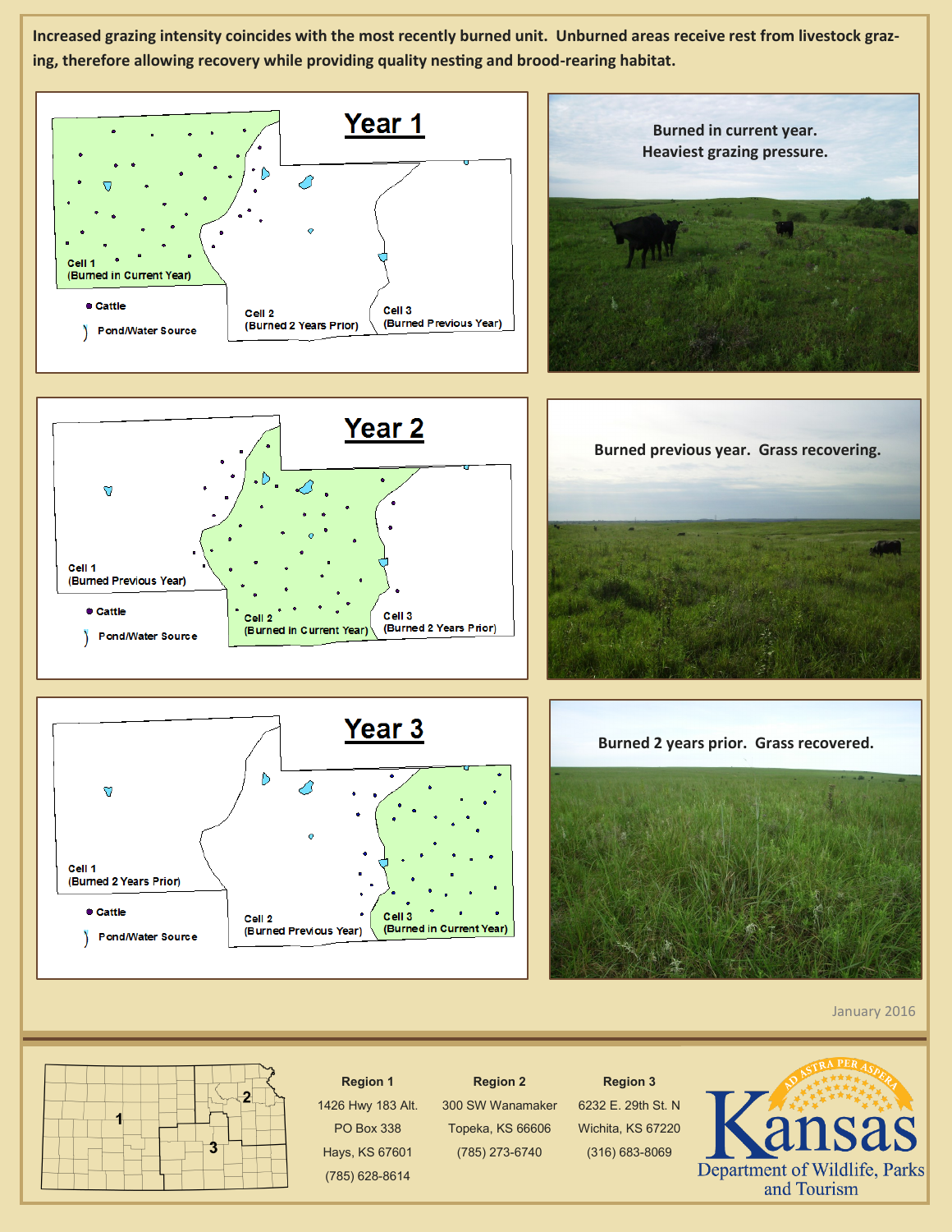**Increased grazing intensity coincides with the most recently burned unit. Unburned areas receive rest from livestock grazing, therefore allowing recovery while providing quality nesting and brood-rearing habitat.**

## Year 1

Cell 1 (Burned in Current Year)

Cell 2 (Burned 2 Years Prior)

Cell 3 (Burned Previous Year)

Cattle

Pond/Water Source

Burned in current year. Heaviest grazing pressure.

## Year 2

Cell 1 (Burned Previous Year)

Cell 2 (Burned in Current Year)

Cell 3 (Burned 2 Years Prior)

Cattle

Pond/Water Source

Burned previous year. Grass recovering.

## Year 3

Cell 1 (Burned 2 Years Prior)

Cell 2 (Burned Previous Year)

Cell 3 (Burned in Current Year)

Cattle

Pond/Water Source

Burned 2 years prior. Grass recovered.

January 2016

1

2

3

| Region 1 | Region 2 | Region 3 |
|---|---|---|
| 1426 Hwy 183 Alt. | 300 SW Wanamaker | 6232 E. 29th St. N |
| PO Box 338 | Topeka, KS 66606 | Wichita, KS 67220 |
| Hays, KS 67601 | (785) 273-6740 | (316) 683-8069 |
| (785) 628-8614 | | |

AD ASTRA PER ASPERA

Kansas Department of Wildlife, Parks and Tourism